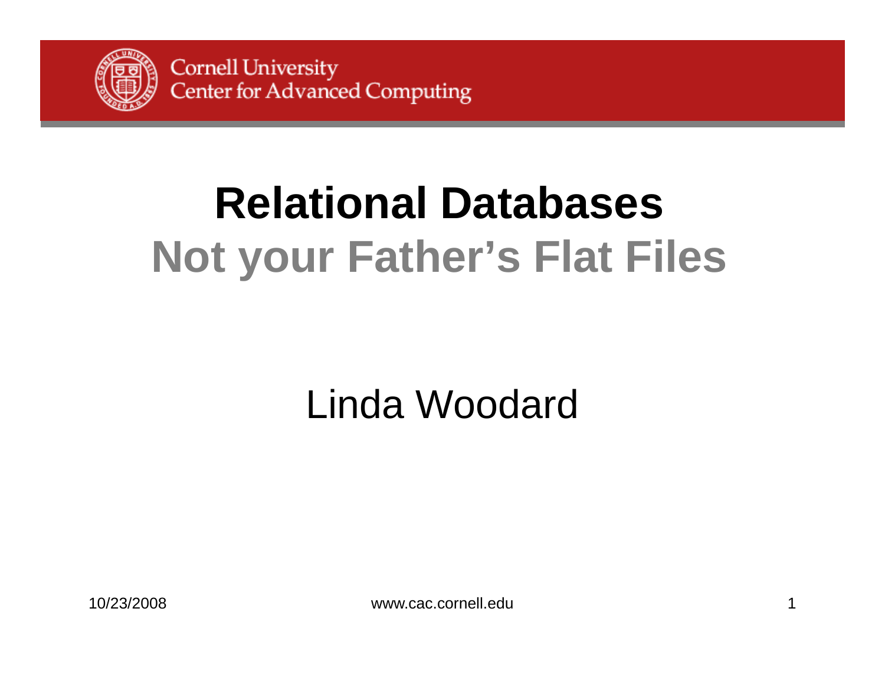Cornell University
Center for Advanced Computing

# Relational Databases
## Not your Father's Flat Files

Linda Woodard

10/23/2008

www.cac.cornell.edu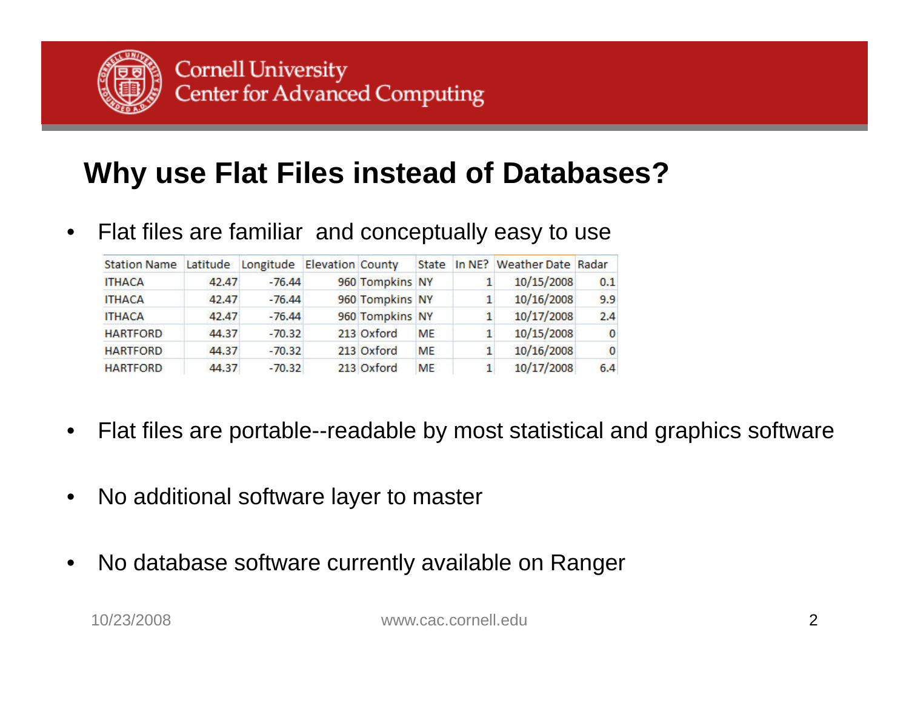## Why use Flat Files instead of Databases?

- Flat files are familiar and conceptually easy to use

| Station Name | Latitude | Longitude | Elevation | County | State | In NE? | Weather Date | Radar |
|---|---|---|---|---|---|---|---|---|
| ITHACA | 42.47 | -76.44 | 960 | Tompkins | NY | 1 | 10/15/2008 | 0.1 |
| ITHACA | 42.47 | -76.44 | 960 | Tompkins | NY | 1 | 10/16/2008 | 9.9 |
| ITHACA | 42.47 | -76.44 | 960 | Tompkins | NY | 1 | 10/17/2008 | 2.4 |
| HARTFORD | 44.37 | -70.32 | 213 | Oxford | ME | 1 | 10/15/2008 | 0 |
| HARTFORD | 44.37 | -70.32 | 213 | Oxford | ME | 1 | 10/16/2008 | 0 |
| HARTFORD | 44.37 | -70.32 | 213 | Oxford | ME | 1 | 10/17/2008 | 6.4 |

- Flat files are portable--readable by most statistical and graphics software
- No additional software layer to master
- No database software currently available on Ranger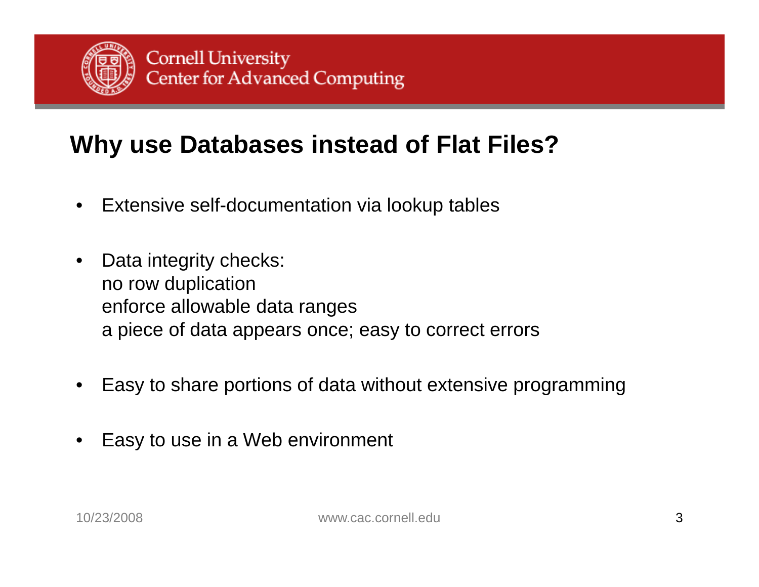## Why use Databases instead of Flat Files?

- Extensive self-documentation via lookup tables
- Data integrity checks:
  no row duplication
  enforce allowable data ranges
  a piece of data appears once; easy to correct errors
- Easy to share portions of data without extensive programming
- Easy to use in a Web environment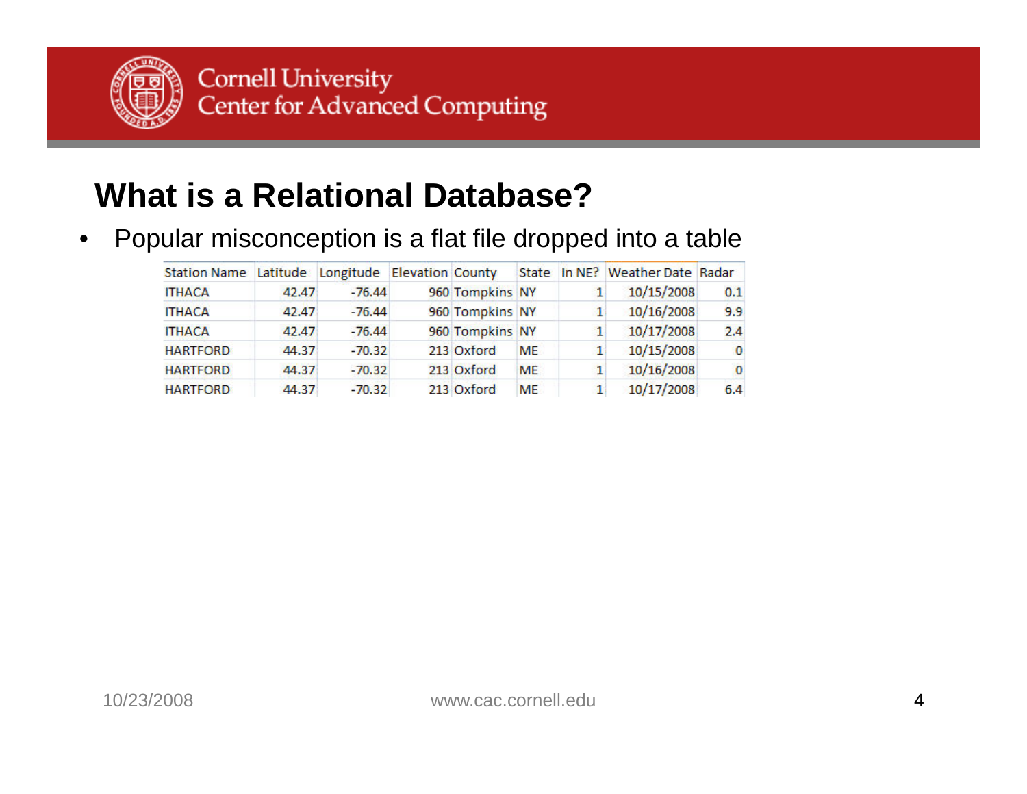## What is a Relational Database?

- Popular misconception is a flat file dropped into a table

| Station Name | Latitude | Longitude | Elevation | County | State | In NE? | Weather Date | Radar |
|---|---|---|---|---|---|---|---|---|
| ITHACA | 42.47 | -76.44 | 960 | Tompkins | NY | 1 | 10/15/2008 | 0.1 |
| ITHACA | 42.47 | -76.44 | 960 | Tompkins | NY | 1 | 10/16/2008 | 9.9 |
| ITHACA | 42.47 | -76.44 | 960 | Tompkins | NY | 1 | 10/17/2008 | 2.4 |
| HARTFORD | 44.37 | -70.32 | 213 | Oxford | ME | 1 | 10/15/2008 | 0 |
| HARTFORD | 44.37 | -70.32 | 213 | Oxford | ME | 1 | 10/16/2008 | 0 |
| HARTFORD | 44.37 | -70.32 | 213 | Oxford | ME | 1 | 10/17/2008 | 6.4 |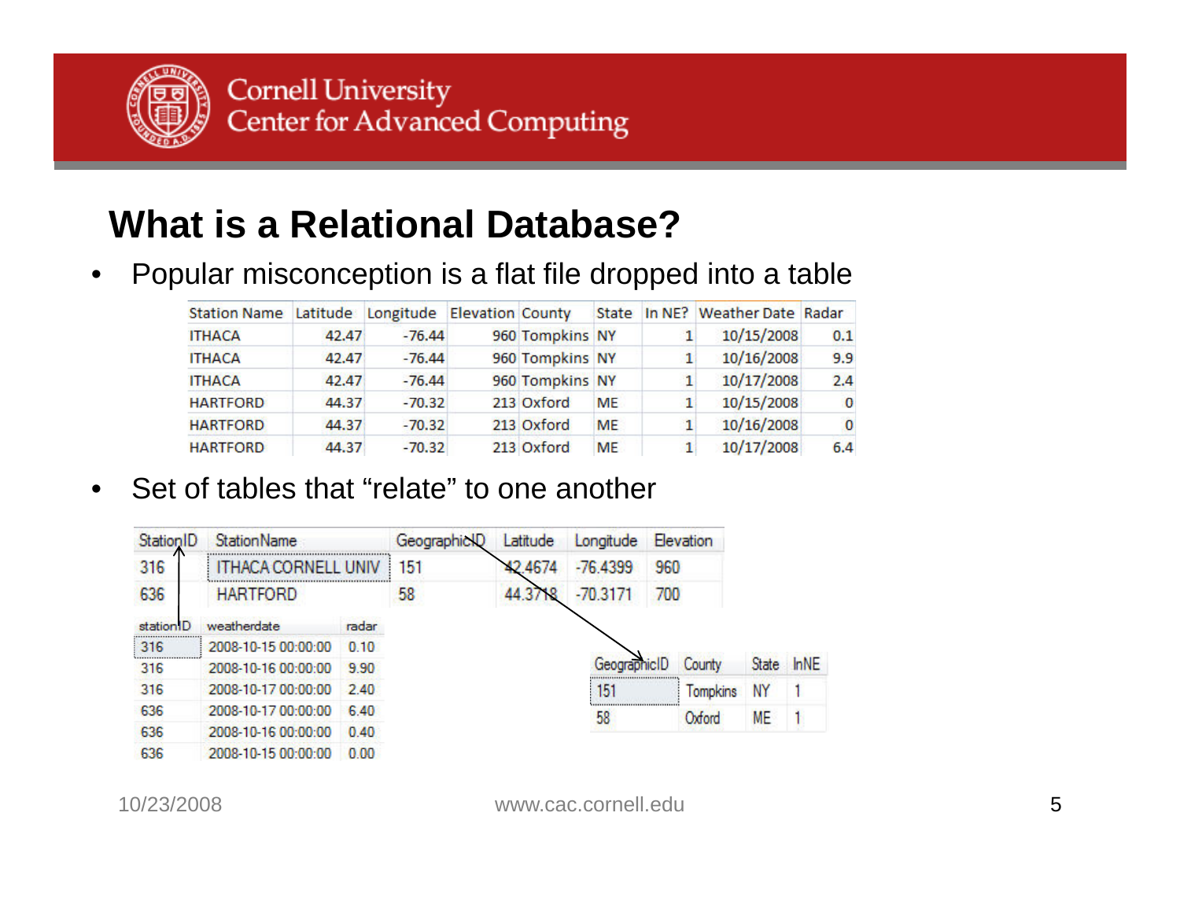# What is a Relational Database?

- Popular misconception is a flat file dropped into a table

| Station Name | Latitude | Longitude | Elevation | County | State | In NE? | Weather Date | Radar |
|---|---|---|---|---|---|---|---|---|
| ITHACA | 42.47 | -76.44 | 960 | Tompkins | NY | 1 | 10/15/2008 | 0.1 |
| ITHACA | 42.47 | -76.44 | 960 | Tompkins | NY | 1 | 10/16/2008 | 9.9 |
| ITHACA | 42.47 | -76.44 | 960 | Tompkins | NY | 1 | 10/17/2008 | 2.4 |
| HARTFORD | 44.37 | -70.32 | 213 | Oxford | ME | 1 | 10/15/2008 | 0 |
| HARTFORD | 44.37 | -70.32 | 213 | Oxford | ME | 1 | 10/16/2008 | 0 |
| HARTFORD | 44.37 | -70.32 | 213 | Oxford | ME | 1 | 10/17/2008 | 6.4 |

- Set of tables that "relate" to one another

| StationID | StationName | GeographicID | Latitude | Longitude | Elevation |
|---|---|---|---|---|---|
| 316 | ITHACA CORNELL UNIV | 151 | 42.4674 | -76.4399 | 960 |
| 636 | HARTFORD | 58 | 44.3718 | -70.3171 | 700 |

| stationID | weatherdate | radar |
|---|---|---|
| 316 | 2008-10-15 00:00:00 | 0.10 |
| 316 | 2008-10-16 00:00:00 | 9.90 |
| 316 | 2008-10-17 00:00:00 | 2.40 |
| 636 | 2008-10-17 00:00:00 | 6.40 |
| 636 | 2008-10-16 00:00:00 | 0.40 |
| 636 | 2008-10-15 00:00:00 | 0.00 |

| GeographicID | County | State | InNE |
|---|---|---|---|
| 151 | Tompkins | NY | 1 |
| 58 | Oxford | ME | 1 |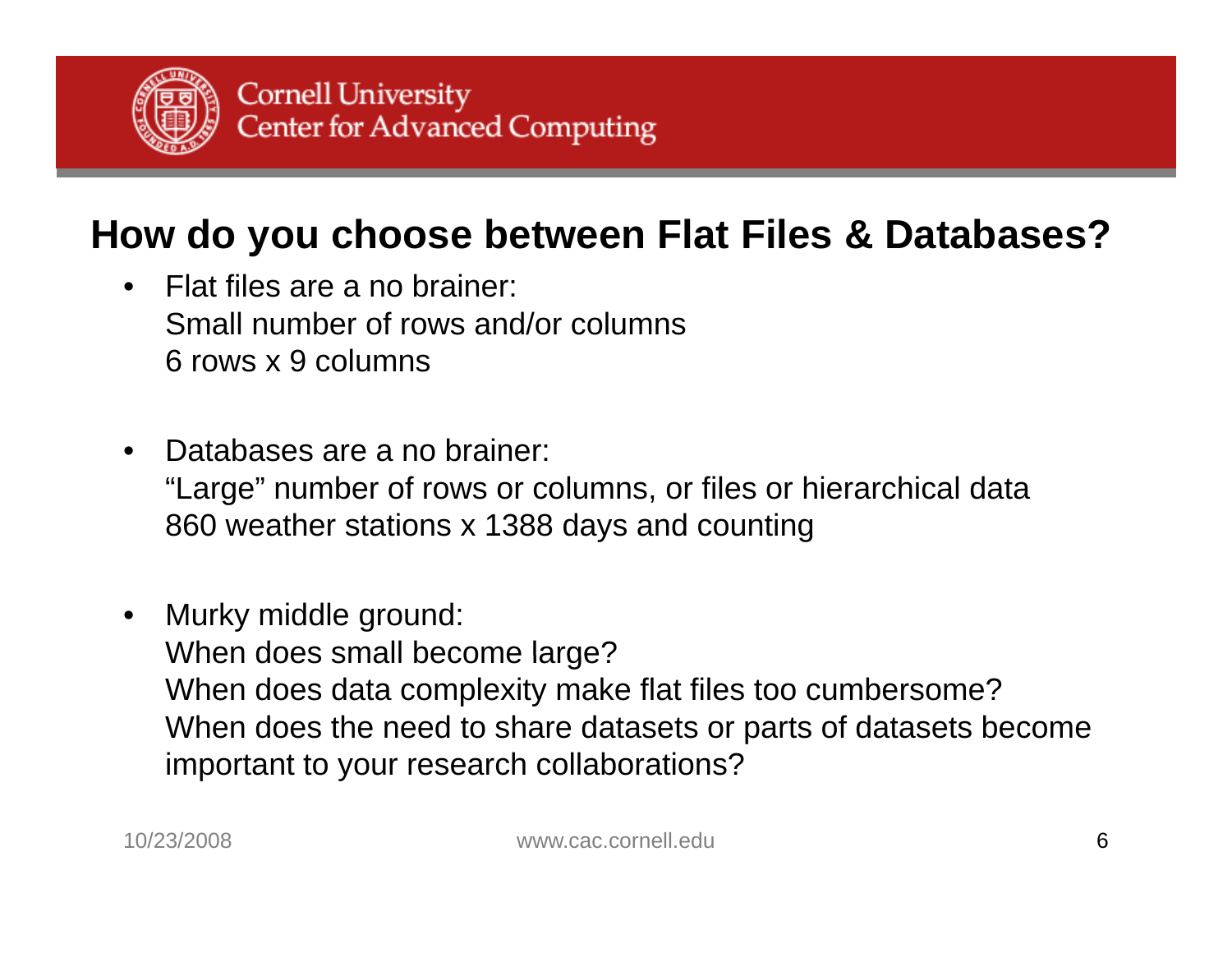## How do you choose between Flat Files & Databases?

- Flat files are a no brainer:
  Small number of rows and/or columns
  6 rows x 9 columns

- Databases are a no brainer:
  "Large" number of rows or columns, or files or hierarchical data
  860 weather stations x 1388 days and counting

- Murky middle ground:
  When does small become large?
  When does data complexity make flat files too cumbersome?
  When does the need to share datasets or parts of datasets become important to your research collaborations?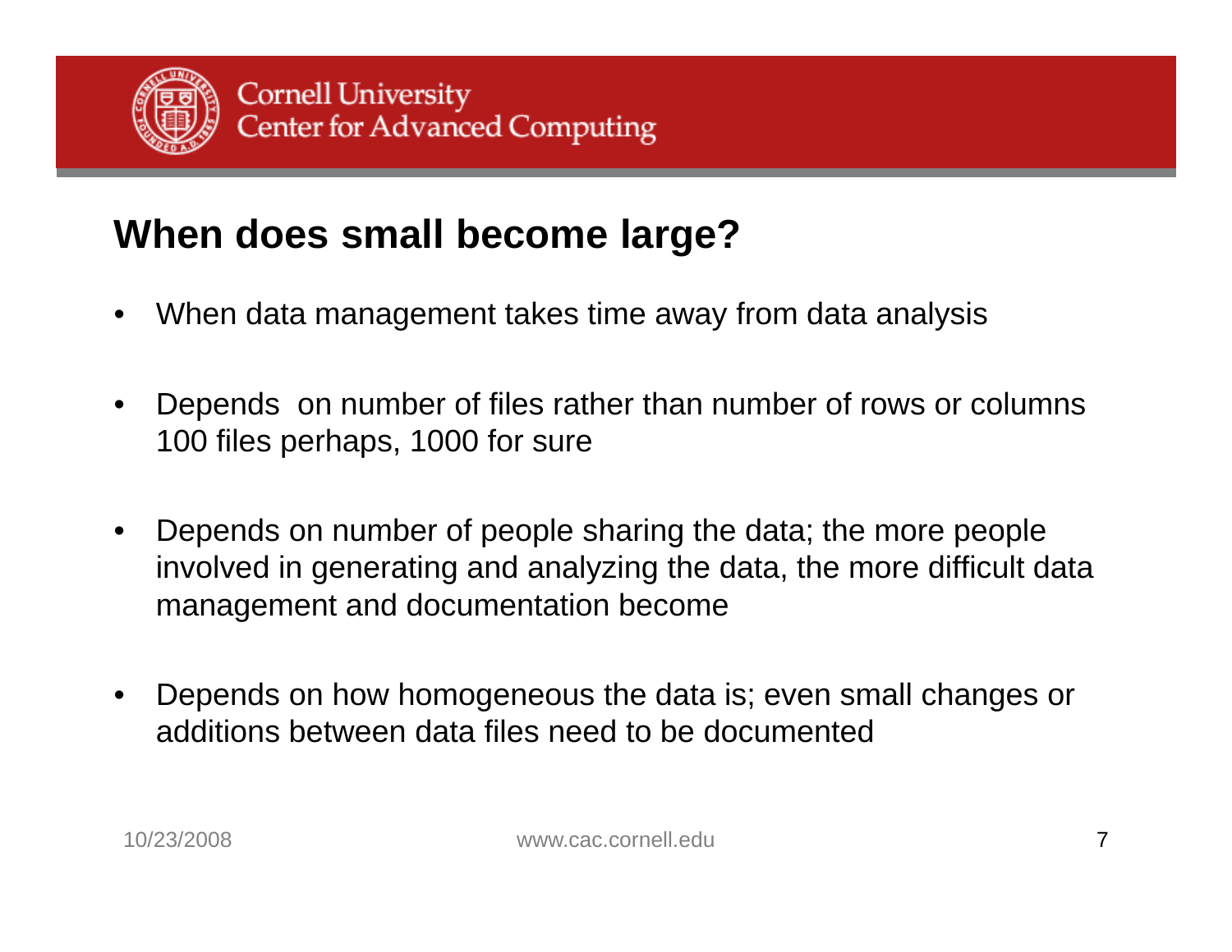## When does small become large?

- When data management takes time away from data analysis
- Depends on number of files rather than number of rows or columns 100 files perhaps, 1000 for sure
- Depends on number of people sharing the data; the more people involved in generating and analyzing the data, the more difficult data management and documentation become
- Depends on how homogeneous the data is; even small changes or additions between data files need to be documented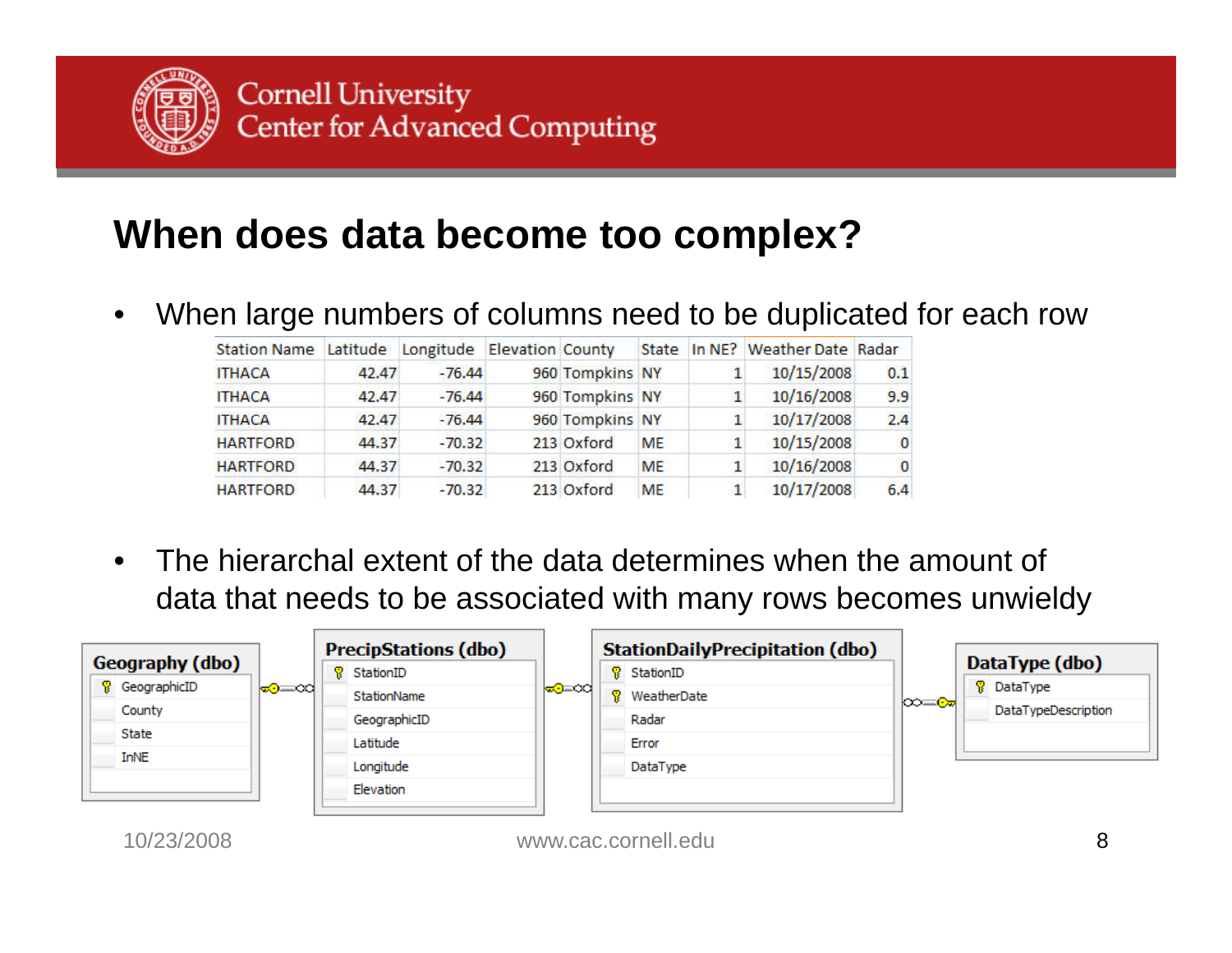## When does data become too complex?

- When large numbers of columns need to be duplicated for each row

| Station Name | Latitude | Longitude | Elevation | County | State | In NE? | Weather Date | Radar |
|---|---|---|---|---|---|---|---|---|
| ITHACA | 42.47 | -76.44 | 960 | Tompkins | NY | 1 | 10/15/2008 | 0.1 |
| ITHACA | 42.47 | -76.44 | 960 | Tompkins | NY | 1 | 10/16/2008 | 9.9 |
| ITHACA | 42.47 | -76.44 | 960 | Tompkins | NY | 1 | 10/17/2008 | 2.4 |
| HARTFORD | 44.37 | -70.32 | 213 | Oxford | ME | 1 | 10/15/2008 | 0 |
| HARTFORD | 44.37 | -70.32 | 213 | Oxford | ME | 1 | 10/16/2008 | 0 |
| HARTFORD | 44.37 | -70.32 | 213 | Oxford | ME | 1 | 10/17/2008 | 6.4 |

- The hierarchal extent of the data determines when the amount of data that needs to be associated with many rows becomes unwieldy

**Geography (dbo)**
- GeographicID (key)
- County
- State
- InNE

**PrecipStations (dbo)**
- StationID (key)
- StationName
- GeographicID
- Latitude
- Longitude
- Elevation

**StationDailyPrecipitation (dbo)**
- StationID (key)
- WeatherDate (key)
- Radar
- Error
- DataType

**DataType (dbo)**
- DataType (key)
- DataTypeDescription

10/23/2008

www.cac.cornell.edu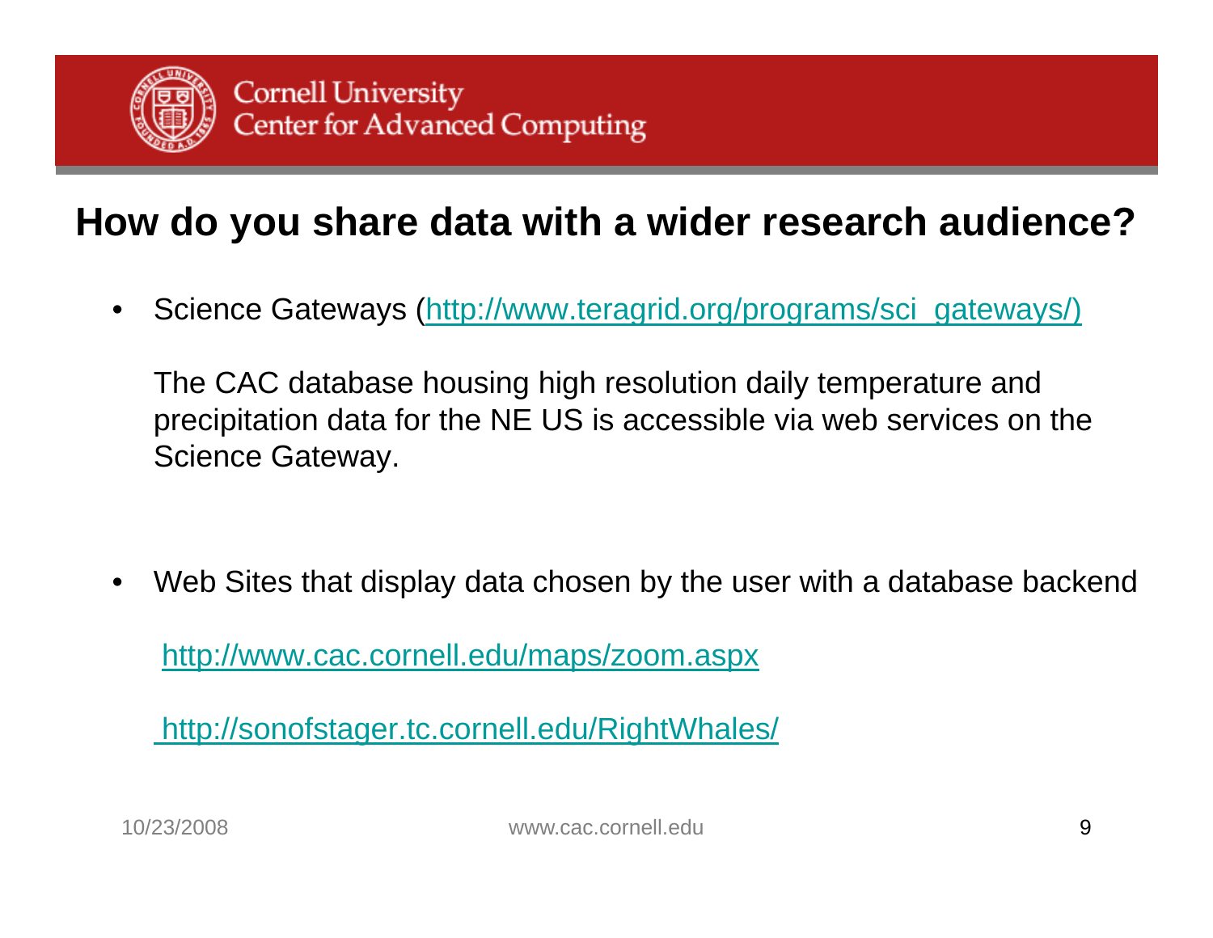## How do you share data with a wider research audience?

- Science Gateways (http://www.teragrid.org/programs/sci_gateways/)

  The CAC database housing high resolution daily temperature and precipitation data for the NE US is accessible via web services on the Science Gateway.

- Web Sites that display data chosen by the user with a database backend

  http://www.cac.cornell.edu/maps/zoom.aspx

  http://sonofstager.tc.cornell.edu/RightWhales/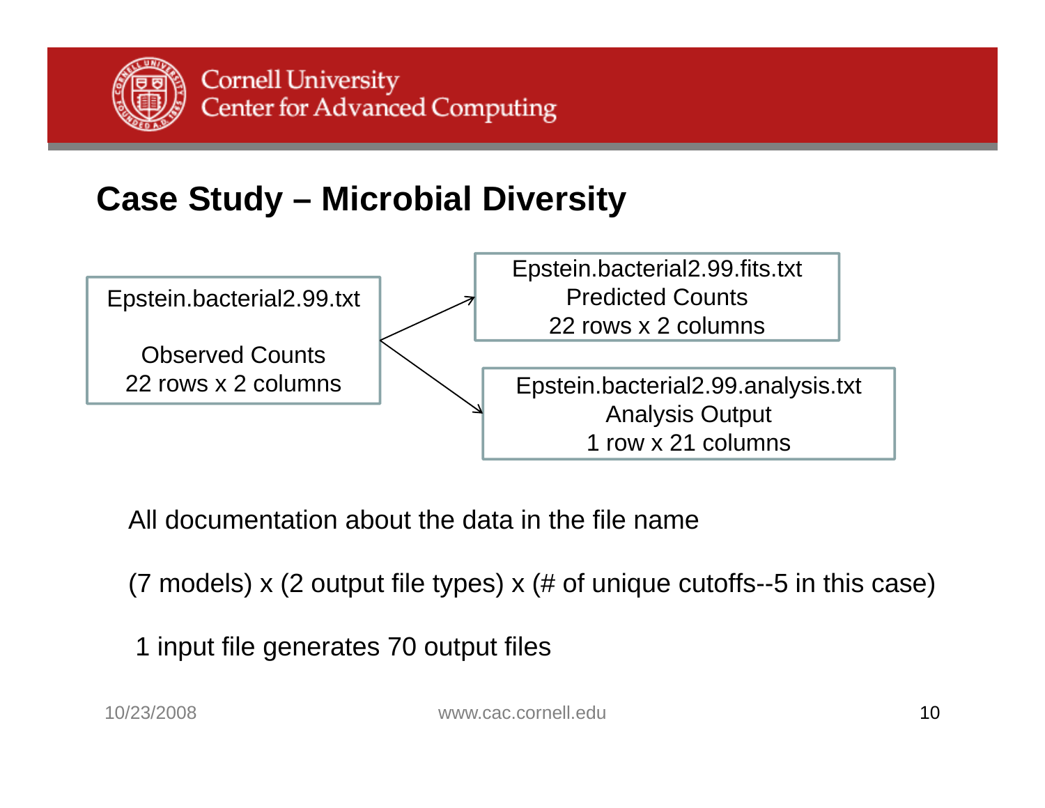## Case Study – Microbial Diversity

Epstein.bacterial2.99.txt

Observed Counts
22 rows x 2 columns

→

Epstein.bacterial2.99.fits.txt
Predicted Counts
22 rows x 2 columns

Epstein.bacterial2.99.analysis.txt
Analysis Output
1 row x 21 columns

All documentation about the data in the file name

(7 models) x (2 output file types) x (# of unique cutoffs--5 in this case)

1 input file generates 70 output files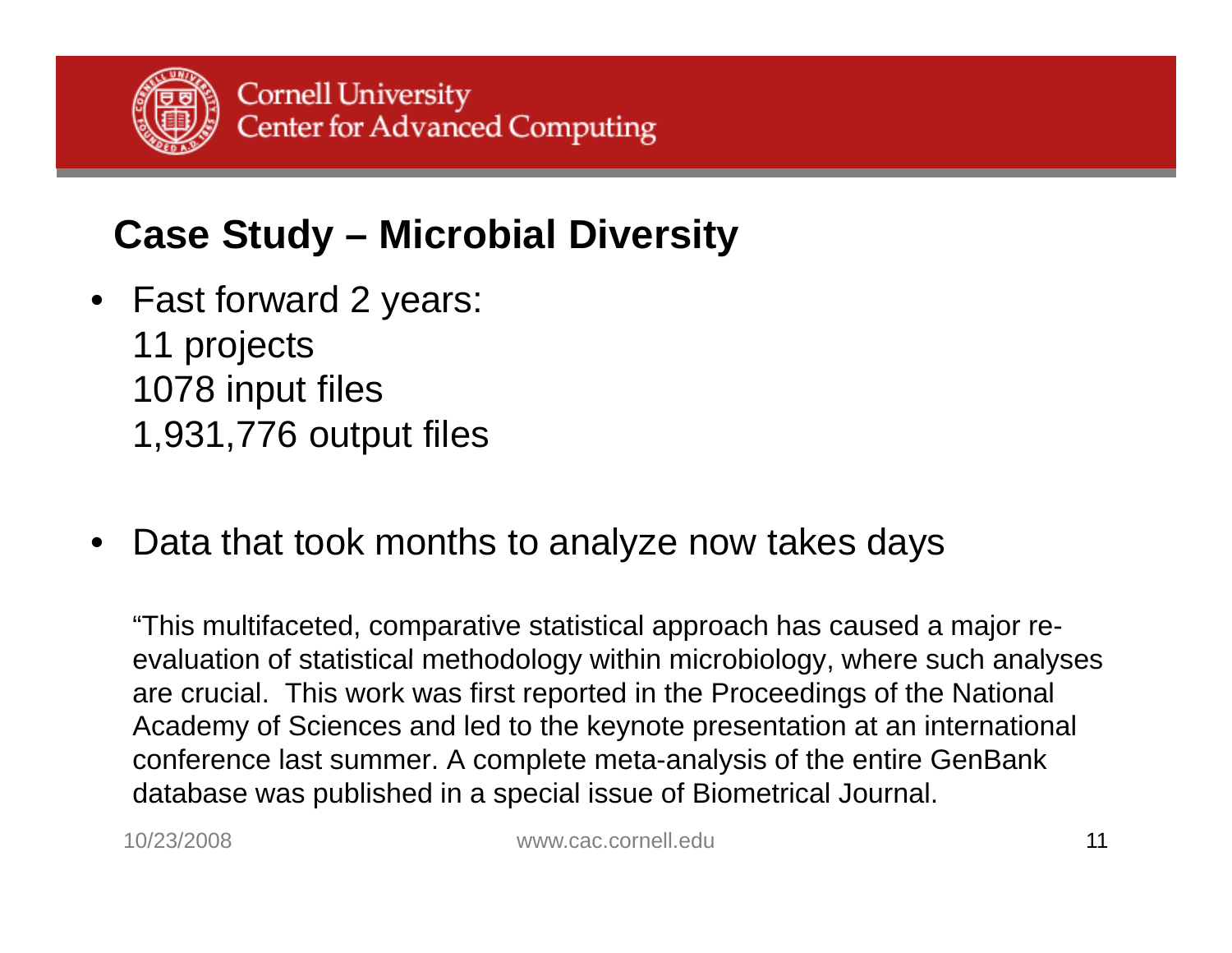## Case Study – Microbial Diversity

- Fast forward 2 years:
  11 projects
  1078 input files
  1,931,776 output files

- Data that took months to analyze now takes days

"This multifaceted, comparative statistical approach has caused a major re-evaluation of statistical methodology within microbiology, where such analyses are crucial. This work was first reported in the Proceedings of the National Academy of Sciences and led to the keynote presentation at an international conference last summer. A complete meta-analysis of the entire GenBank database was published in a special issue of Biometrical Journal.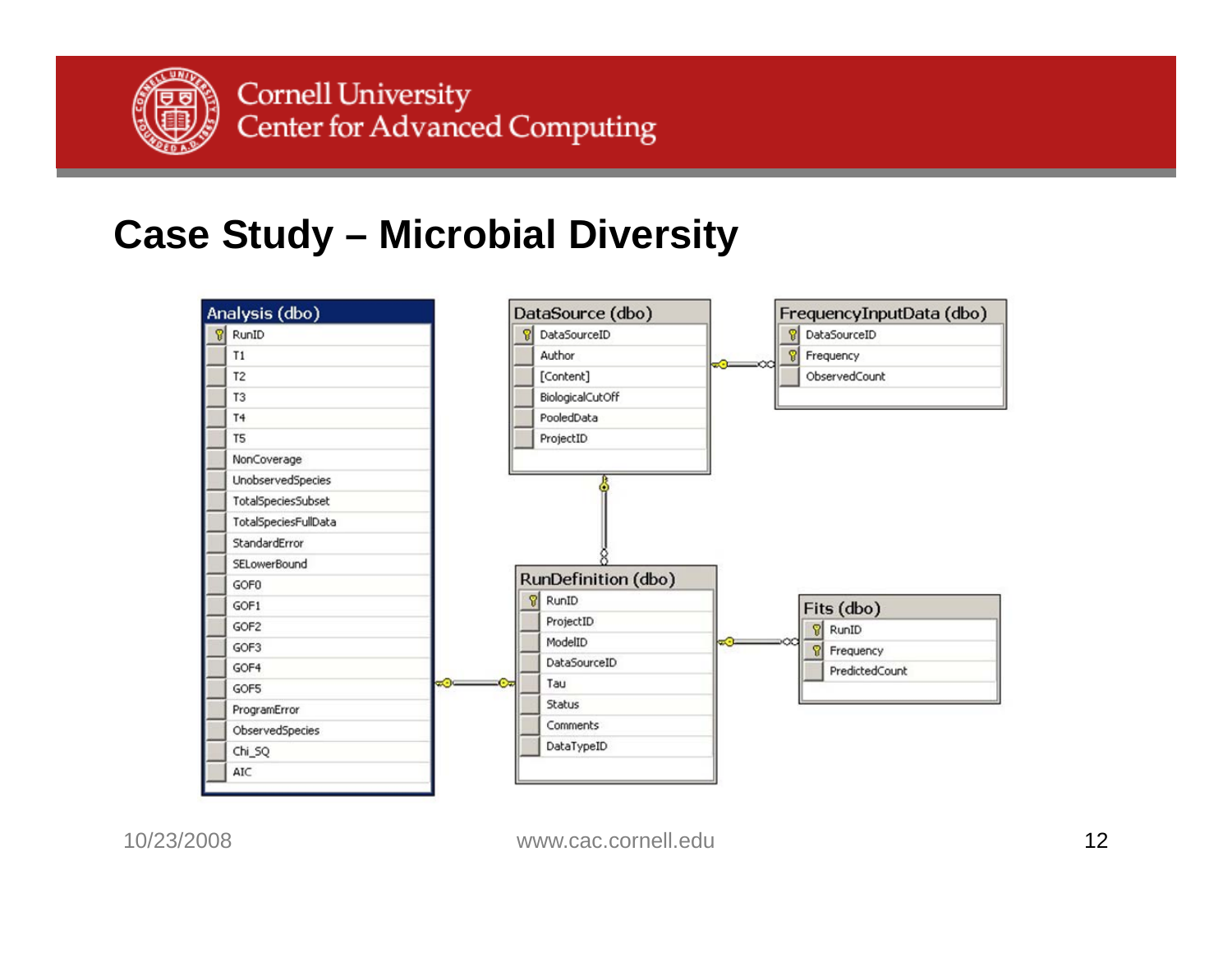## Case Study – Microbial Diversity

**Analysis (dbo)**
- RunID (key)
- T1
- T2
- T3
- T4
- T5
- NonCoverage
- UnobservedSpecies
- TotalSpeciesSubset
- TotalSpeciesFullData
- StandardError
- SELowerBound
- GOF0
- GOF1
- GOF2
- GOF3
- GOF4
- GOF5
- ProgramError
- ObservedSpecies
- Chi_SQ
- AIC

**DataSource (dbo)**
- DataSourceID (key)
- Author
- [Content]
- BiologicalCutOff
- PooledData
- ProjectID

**FrequencyInputData (dbo)**
- DataSourceID (key)
- Frequency (key)
- ObservedCount

**RunDefinition (dbo)**
- RunID (key)
- ProjectID
- ModelID
- DataSourceID
- Tau
- Status
- Comments
- DataTypeID

**Fits (dbo)**
- RunID (key)
- Frequency (key)
- PredictedCount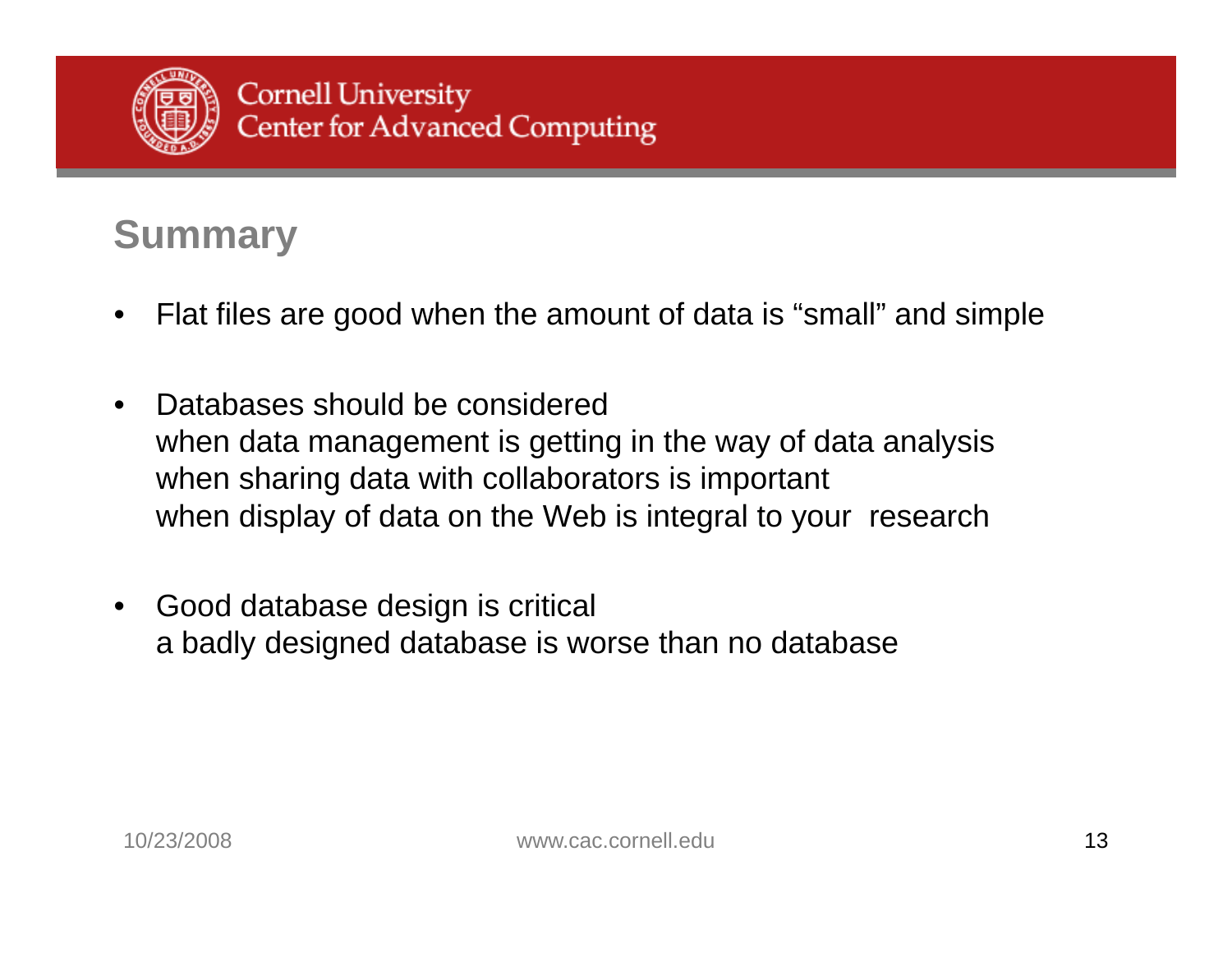## Summary

- Flat files are good when the amount of data is “small” and simple
- Databases should be considered
  when data management is getting in the way of data analysis
  when sharing data with collaborators is important
  when display of data on the Web is integral to your research
- Good database design is critical
  a badly designed database is worse than no database